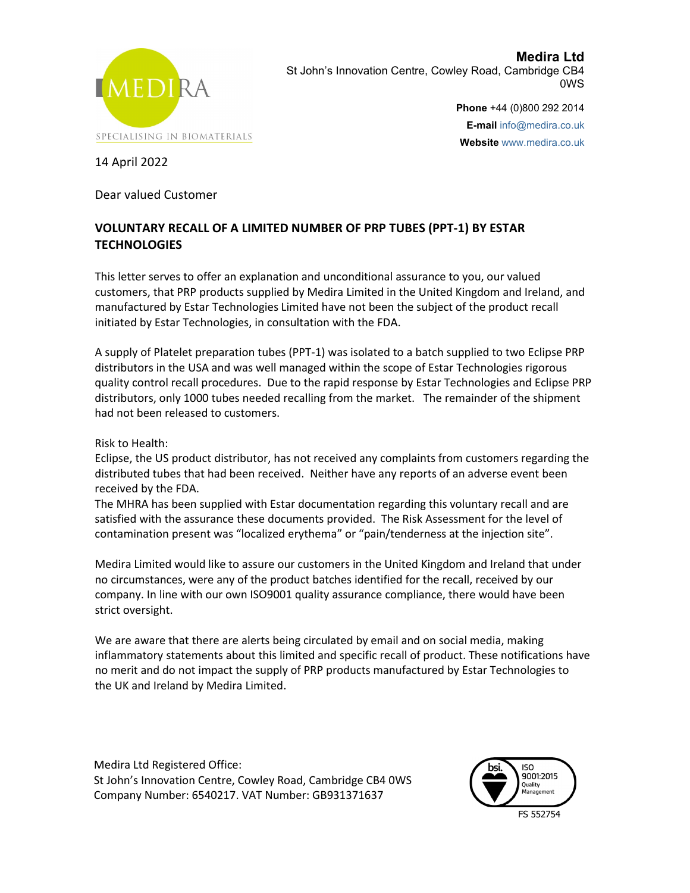**Medira Ltd**
St John's Innovation Centre, Cowley Road, Cambridge CB4 0WS

**Phone** +44 (0)800 292 2014
**E-mail** info@medira.co.uk
**Website** www.medira.co.uk

MEDIRA
SPECIALISING IN BIOMATERIALS

14 April 2022

Dear valued Customer

**VOLUNTARY RECALL OF A LIMITED NUMBER OF PRP TUBES (PPT-1) BY ESTAR TECHNOLOGIES**

This letter serves to offer an explanation and unconditional assurance to you, our valued customers, that PRP products supplied by Medira Limited in the United Kingdom and Ireland, and manufactured by Estar Technologies Limited have not been the subject of the product recall initiated by Estar Technologies, in consultation with the FDA.

A supply of Platelet preparation tubes (PPT-1) was isolated to a batch supplied to two Eclipse PRP distributors in the USA and was well managed within the scope of Estar Technologies rigorous quality control recall procedures. Due to the rapid response by Estar Technologies and Eclipse PRP distributors, only 1000 tubes needed recalling from the market. The remainder of the shipment had not been released to customers.

Risk to Health:
Eclipse, the US product distributor, has not received any complaints from customers regarding the distributed tubes that had been received. Neither have any reports of an adverse event been received by the FDA.
The MHRA has been supplied with Estar documentation regarding this voluntary recall and are satisfied with the assurance these documents provided. The Risk Assessment for the level of contamination present was "localized erythema" or "pain/tenderness at the injection site".

Medira Limited would like to assure our customers in the United Kingdom and Ireland that under no circumstances, were any of the product batches identified for the recall, received by our company. In line with our own ISO9001 quality assurance compliance, there would have been strict oversight.

We are aware that there are alerts being circulated by email and on social media, making inflammatory statements about this limited and specific recall of product. These notifications have no merit and do not impact the supply of PRP products manufactured by Estar Technologies to the UK and Ireland by Medira Limited.

Medira Ltd Registered Office:
St John's Innovation Centre, Cowley Road, Cambridge CB4 0WS
Company Number: 6540217. VAT Number: GB931371637

bsi. ISO 9001:2015 Quality Management
FS 552754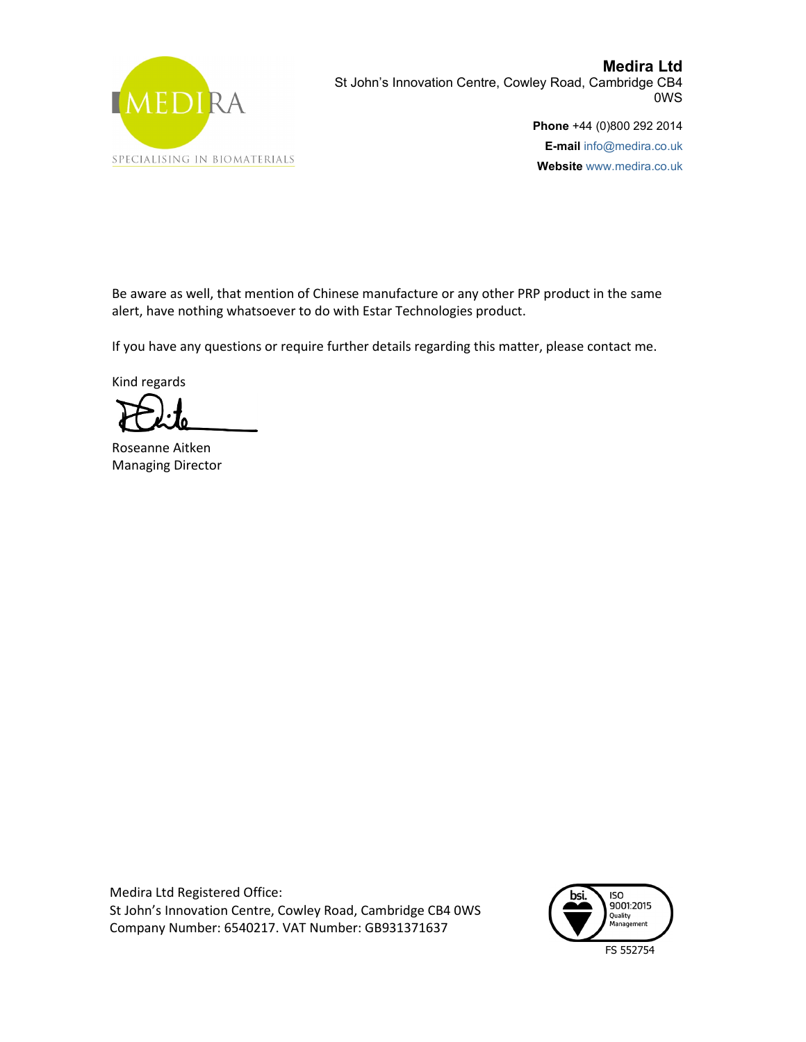**Medira Ltd**
St John's Innovation Centre, Cowley Road, Cambridge CB4 0WS

**Phone** +44 (0)800 292 2014
**E-mail** info@medira.co.uk
**Website** www.medira.co.uk

MEDIRA
SPECIALISING IN BIOMATERIALS

Be aware as well, that mention of Chinese manufacture or any other PRP product in the same alert, have nothing whatsoever to do with Estar Technologies product.

If you have any questions or require further details regarding this matter, please contact me.

Kind regards

Roseanne Aitken
Managing Director

Medira Ltd Registered Office:
St John's Innovation Centre, Cowley Road, Cambridge CB4 0WS
Company Number: 6540217. VAT Number: GB931371637

bsi. ISO 9001:2015 Quality Management
FS 552754